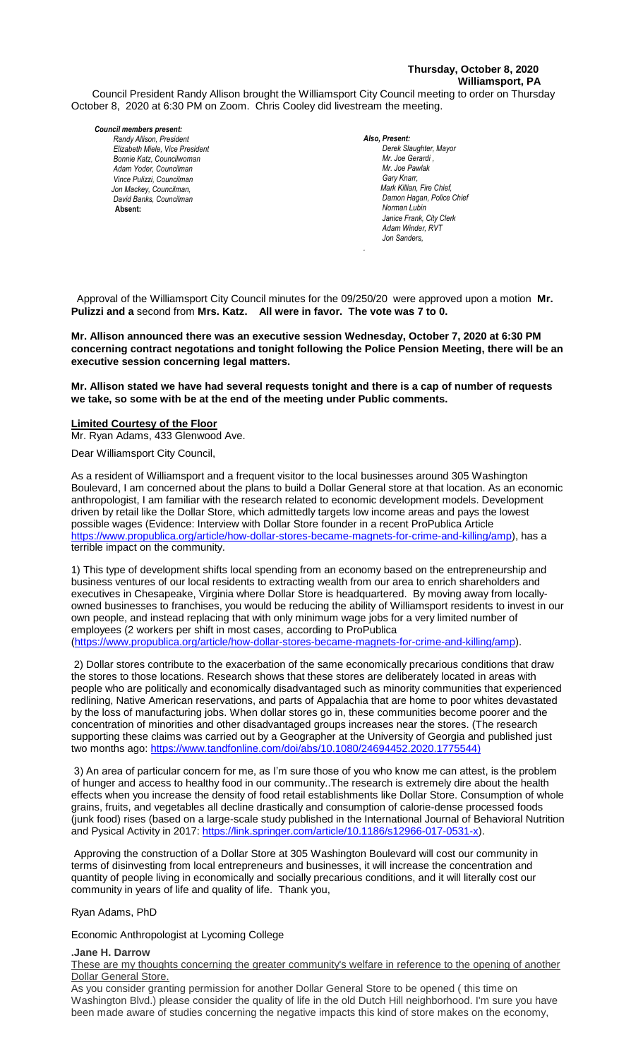**Thursday, October 8, 2020**
**Williamsport, PA**

Council President Randy Allison brought the Williamsport City Council meeting to order on Thursday October 8, 2020 at 6:30 PM on Zoom. Chris Cooley did livestream the meeting.

***Council members present:***
*Randy Allison, President*
*Elizabeth Miele, Vice President*
*Bonnie Katz, Councilwoman*
*Adam Yoder, Councilman*
*Vince Pulizzi, Councilman*
*Jon Mackey, Councilman,*
*David Banks, Councilman*
**Absent:**

***Also, Present:***
*Derek Slaughter, Mayor*
*Mr. Joe Gerardi ,*
*Mr. Joe Pawlak*
*Gary Knarr,*
*Mark Killian, Fire Chief,*
*Damon Hagan, Police Chief*
*Norman Lubin*
*Janice Frank, City Clerk*
*Adam Winder, RVT*
*Jon Sanders,*

Approval of the Williamsport City Council minutes for the 09/250/20 were approved upon a motion **Mr. Pulizzi and a** second from **Mrs. Katz. All were in favor. The vote was 7 to 0.**

**Mr. Allison announced there was an executive session Wednesday, October 7, 2020 at 6:30 PM concerning contract negotations and tonight following the Police Pension Meeting, there will be an executive session concerning legal matters.**

**Mr. Allison stated we have had several requests tonight and there is a cap of number of requests we take, so some with be at the end of the meeting under Public comments.**

**Limited Courtesy of the Floor**

Mr. Ryan Adams, 433 Glenwood Ave.

Dear Williamsport City Council,

As a resident of Williamsport and a frequent visitor to the local businesses around 305 Washington Boulevard, I am concerned about the plans to build a Dollar General store at that location. As an economic anthropologist, I am familiar with the research related to economic development models. Development driven by retail like the Dollar Store, which admittedly targets low income areas and pays the lowest possible wages (Evidence: Interview with Dollar Store founder in a recent ProPublica Article https://www.propublica.org/article/how-dollar-stores-became-magnets-for-crime-and-killing/amp), has a terrible impact on the community.

1) This type of development shifts local spending from an economy based on the entrepreneurship and business ventures of our local residents to extracting wealth from our area to enrich shareholders and executives in Chesapeake, Virginia where Dollar Store is headquartered. By moving away from locally-owned businesses to franchises, you would be reducing the ability of Williamsport residents to invest in our own people, and instead replacing that with only minimum wage jobs for a very limited number of employees (2 workers per shift in most cases, according to ProPublica (https://www.propublica.org/article/how-dollar-stores-became-magnets-for-crime-and-killing/amp).

2) Dollar stores contribute to the exacerbation of the same economically precarious conditions that draw the stores to those locations. Research shows that these stores are deliberately located in areas with people who are politically and economically disadvantaged such as minority communities that experienced redlining, Native American reservations, and parts of Appalachia that are home to poor whites devastated by the loss of manufacturing jobs. When dollar stores go in, these communities become poorer and the concentration of minorities and other disadvantaged groups increases near the stores. (The research supporting these claims was carried out by a Geographer at the University of Georgia and published just two months ago: https://www.tandfonline.com/doi/abs/10.1080/24694452.2020.1775544)

3) An area of particular concern for me, as I'm sure those of you who know me can attest, is the problem of hunger and access to healthy food in our community..The research is extremely dire about the health effects when you increase the density of food retail establishments like Dollar Store. Consumption of whole grains, fruits, and vegetables all decline drastically and consumption of calorie-dense processed foods (junk food) rises (based on a large-scale study published in the International Journal of Behavioral Nutrition and Pysical Activity in 2017: https://link.springer.com/article/10.1186/s12966-017-0531-x).

Approving the construction of a Dollar Store at 305 Washington Boulevard will cost our community in terms of disinvesting from local entrepreneurs and businesses, it will increase the concentration and quantity of people living in economically and socially precarious conditions, and it will literally cost our community in years of life and quality of life. Thank you,

Ryan Adams, PhD

Economic Anthropologist at Lycoming College

**.Jane H. Darrow**

These are my thoughts concerning the greater community's welfare in reference to the opening of another Dollar General Store.

As you consider granting permission for another Dollar General Store to be opened ( this time on Washington Blvd.) please consider the quality of life in the old Dutch Hill neighborhood. I'm sure you have been made aware of studies concerning the negative impacts this kind of store makes on the economy,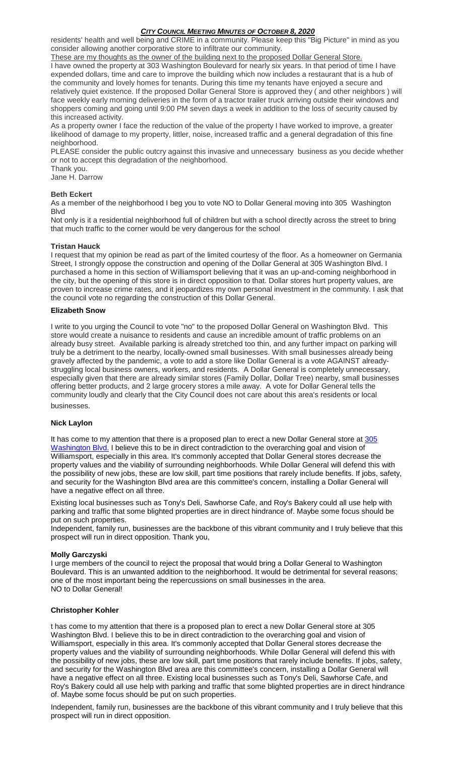residents' health and well being and CRIME in a community. Please keep this "Big Picture" in mind as you consider allowing another corporative store to infiltrate our community.

These are my thoughts as the owner of the building next to the proposed Dollar General Store.

I have owned the property at 303 Washington Boulevard for nearly six years. In that period of time I have expended dollars, time and care to improve the building which now includes a restaurant that is a hub of the community and lovely homes for tenants. During this time my tenants have enjoyed a secure and relatively quiet existence. If the proposed Dollar General Store is approved they ( and other neighbors ) will face weekly early morning deliveries in the form of a tractor trailer truck arriving outside their windows and shoppers coming and going until 9:00 PM seven days a week in addition to the loss of security caused by this increased activity.

As a property owner I face the reduction of the value of the property I have worked to improve, a greater likelihood of damage to my property, littler, noise, increased traffic and a general degradation of this fine neighborhood.

PLEASE consider the public outcry against this invasive and unnecessary business as you decide whether or not to accept this degradation of the neighborhood.

Thank you.

Jane H. Darrow

**Beth Eckert**

As a member of the neighborhood I beg you to vote NO to Dollar General moving into 305 Washington Blvd

Not only is it a residential neighborhood full of children but with a school directly across the street to bring that much traffic to the corner would be very dangerous for the school

**Tristan Hauck**

I request that my opinion be read as part of the limited courtesy of the floor. As a homeowner on Germania Street, I strongly oppose the construction and opening of the Dollar General at 305 Washington Blvd. I purchased a home in this section of Williamsport believing that it was an up-and-coming neighborhood in the city, but the opening of this store is in direct opposition to that. Dollar stores hurt property values, are proven to increase crime rates, and it jeopardizes my own personal investment in the community. I ask that the council vote no regarding the construction of this Dollar General.

**Elizabeth Snow**

I write to you urging the Council to vote "no" to the proposed Dollar General on Washington Blvd. This store would create a nuisance to residents and cause an incredible amount of traffic problems on an already busy street. Available parking is already stretched too thin, and any further impact on parking will truly be a detriment to the nearby, locally-owned small businesses. With small businesses already being gravely affected by the pandemic, a vote to add a store like Dollar General is a vote AGAINST already-struggling local business owners, workers, and residents. A Dollar General is completely unnecessary, especially given that there are already similar stores (Family Dollar, Dollar Tree) nearby, small businesses offering better products, and 2 large grocery stores a mile away. A vote for Dollar General tells the community loudly and clearly that the City Council does not care about this area's residents or local businesses.

**Nick Laylon**

It has come to my attention that there is a proposed plan to erect a new Dollar General store at 305 Washington Blvd. I believe this to be in direct contradiction to the overarching goal and vision of Williamsport, especially in this area. It's commonly accepted that Dollar General stores decrease the property values and the viability of surrounding neighborhoods. While Dollar General will defend this with the possibility of new jobs, these are low skill, part time positions that rarely include benefits. If jobs, safety, and security for the Washington Blvd area are this committee's concern, installing a Dollar General will have a negative effect on all three.

Existing local businesses such as Tony's Deli, Sawhorse Cafe, and Roy's Bakery could all use help with parking and traffic that some blighted properties are in direct hindrance of. Maybe some focus should be put on such properties.

Independent, family run, businesses are the backbone of this vibrant community and I truly believe that this prospect will run in direct opposition. Thank you,

**Molly Garczyski**

I urge members of the council to reject the proposal that would bring a Dollar General to Washington Boulevard. This is an unwanted addition to the neighborhood. It would be detrimental for several reasons; one of the most important being the repercussions on small businesses in the area.

NO to Dollar General!

**Christopher Kohler**

t has come to my attention that there is a proposed plan to erect a new Dollar General store at 305 Washington Blvd. I believe this to be in direct contradiction to the overarching goal and vision of Williamsport, especially in this area. It's commonly accepted that Dollar General stores decrease the property values and the viability of surrounding neighborhoods. While Dollar General will defend this with the possibility of new jobs, these are low skill, part time positions that rarely include benefits. If jobs, safety, and security for the Washington Blvd area are this committee's concern, installing a Dollar General will have a negative effect on all three. Existing local businesses such as Tony's Deli, Sawhorse Cafe, and Roy's Bakery could all use help with parking and traffic that some blighted properties are in direct hindrance of. Maybe some focus should be put on such properties.

Independent, family run, businesses are the backbone of this vibrant community and I truly believe that this prospect will run in direct opposition.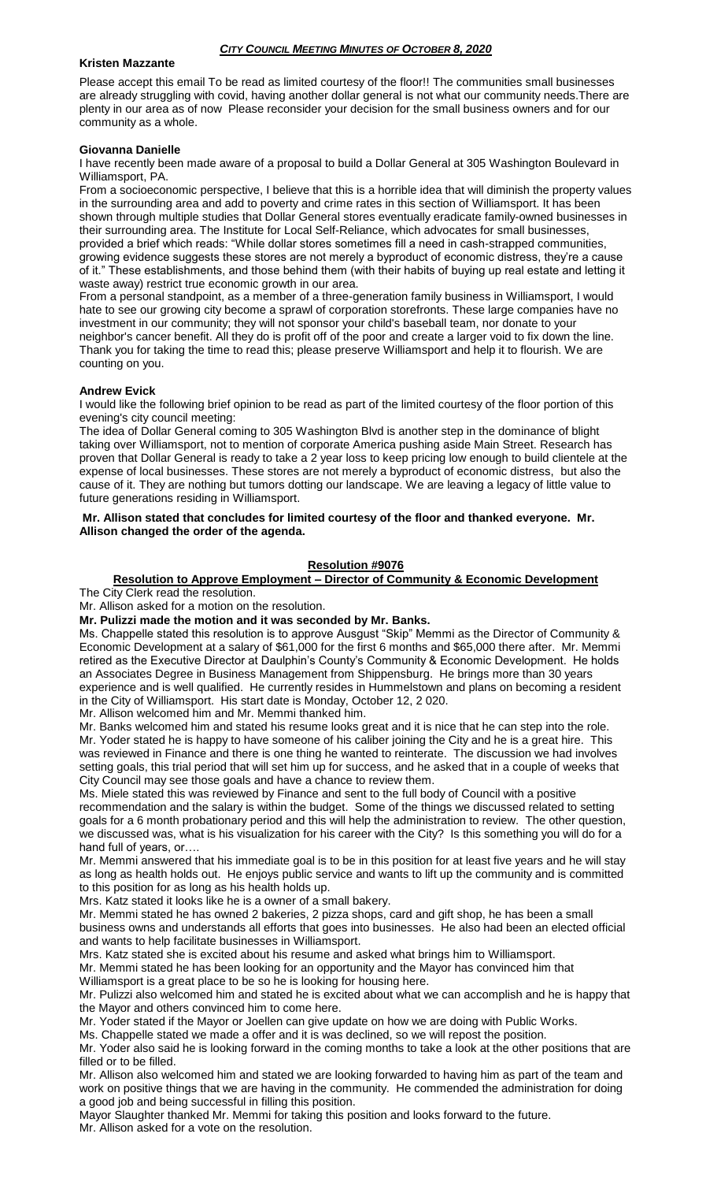### Kristen Mazzante

Please accept this email To be read as limited courtesy of the floor!! The communities small businesses are already struggling with covid, having another dollar general is not what our community needs.There are plenty in our area as of now Please reconsider your decision for the small business owners and for our community as a whole.

### Giovanna Danielle

I have recently been made aware of a proposal to build a Dollar General at 305 Washington Boulevard in Williamsport, PA.

From a socioeconomic perspective, I believe that this is a horrible idea that will diminish the property values in the surrounding area and add to poverty and crime rates in this section of Williamsport. It has been shown through multiple studies that Dollar General stores eventually eradicate family-owned businesses in their surrounding area. The Institute for Local Self-Reliance, which advocates for small businesses, provided a brief which reads: "While dollar stores sometimes fill a need in cash-strapped communities, growing evidence suggests these stores are not merely a byproduct of economic distress, they're a cause of it." These establishments, and those behind them (with their habits of buying up real estate and letting it waste away) restrict true economic growth in our area.

From a personal standpoint, as a member of a three-generation family business in Williamsport, I would hate to see our growing city become a sprawl of corporation storefronts. These large companies have no investment in our community; they will not sponsor your child's baseball team, nor donate to your neighbor's cancer benefit. All they do is profit off of the poor and create a larger void to fix down the line. Thank you for taking the time to read this; please preserve Williamsport and help it to flourish. We are counting on you.

### Andrew Evick

I would like the following brief opinion to be read as part of the limited courtesy of the floor portion of this evening's city council meeting:

The idea of Dollar General coming to 305 Washington Blvd is another step in the dominance of blight taking over Williamsport, not to mention of corporate America pushing aside Main Street. Research has proven that Dollar General is ready to take a 2 year loss to keep pricing low enough to build clientele at the expense of local businesses. These stores are not merely a byproduct of economic distress, but also the cause of it. They are nothing but tumors dotting our landscape. We are leaving a legacy of little value to future generations residing in Williamsport.

**Mr. Allison stated that concludes for limited courtesy of the floor and thanked everyone. Mr. Allison changed the order of the agenda.**

## Resolution #9076

### Resolution to Approve Employment – Director of Community & Economic Development

The City Clerk read the resolution.

Mr. Allison asked for a motion on the resolution.

**Mr. Pulizzi made the motion and it was seconded by Mr. Banks.**

Ms. Chappelle stated this resolution is to approve Ausgust "Skip" Memmi as the Director of Community & Economic Development at a salary of $61,000 for the first 6 months and $65,000 there after. Mr. Memmi retired as the Executive Director at Daulphin's County's Community & Economic Development. He holds an Associates Degree in Business Management from Shippensburg. He brings more than 30 years experience and is well qualified. He currently resides in Hummelstown and plans on becoming a resident in the City of Williamsport. His start date is Monday, October 12, 2 020.

Mr. Allison welcomed him and Mr. Memmi thanked him.

Mr. Banks welcomed him and stated his resume looks great and it is nice that he can step into the role.

Mr. Yoder stated he is happy to have someone of his caliber joining the City and he is a great hire. This was reviewed in Finance and there is one thing he wanted to reinterate. The discussion we had involves setting goals, this trial period that will set him up for success, and he asked that in a couple of weeks that City Council may see those goals and have a chance to review them.

Ms. Miele stated this was reviewed by Finance and sent to the full body of Council with a positive recommendation and the salary is within the budget. Some of the things we discussed related to setting goals for a 6 month probationary period and this will help the administration to review. The other question, we discussed was, what is his visualization for his career with the City? Is this something you will do for a hand full of years, or….

Mr. Memmi answered that his immediate goal is to be in this position for at least five years and he will stay as long as health holds out. He enjoys public service and wants to lift up the community and is committed to this position for as long as his health holds up.

Mrs. Katz stated it looks like he is a owner of a small bakery.

Mr. Memmi stated he has owned 2 bakeries, 2 pizza shops, card and gift shop, he has been a small business owns and understands all efforts that goes into businesses. He also had been an elected official and wants to help facilitate businesses in Williamsport.

Mrs. Katz stated she is excited about his resume and asked what brings him to Williamsport.

Mr. Memmi stated he has been looking for an opportunity and the Mayor has convinced him that Williamsport is a great place to be so he is looking for housing here.

Mr. Pulizzi also welcomed him and stated he is excited about what we can accomplish and he is happy that the Mayor and others convinced him to come here.

Mr. Yoder stated if the Mayor or Joellen can give update on how we are doing with Public Works.

Ms. Chappelle stated we made a offer and it is was declined, so we will repost the position.

Mr. Yoder also said he is looking forward in the coming months to take a look at the other positions that are filled or to be filled.

Mr. Allison also welcomed him and stated we are looking forwarded to having him as part of the team and work on positive things that we are having in the community. He commended the administration for doing a good job and being successful in filling this position.

Mayor Slaughter thanked Mr. Memmi for taking this position and looks forward to the future.

Mr. Allison asked for a vote on the resolution.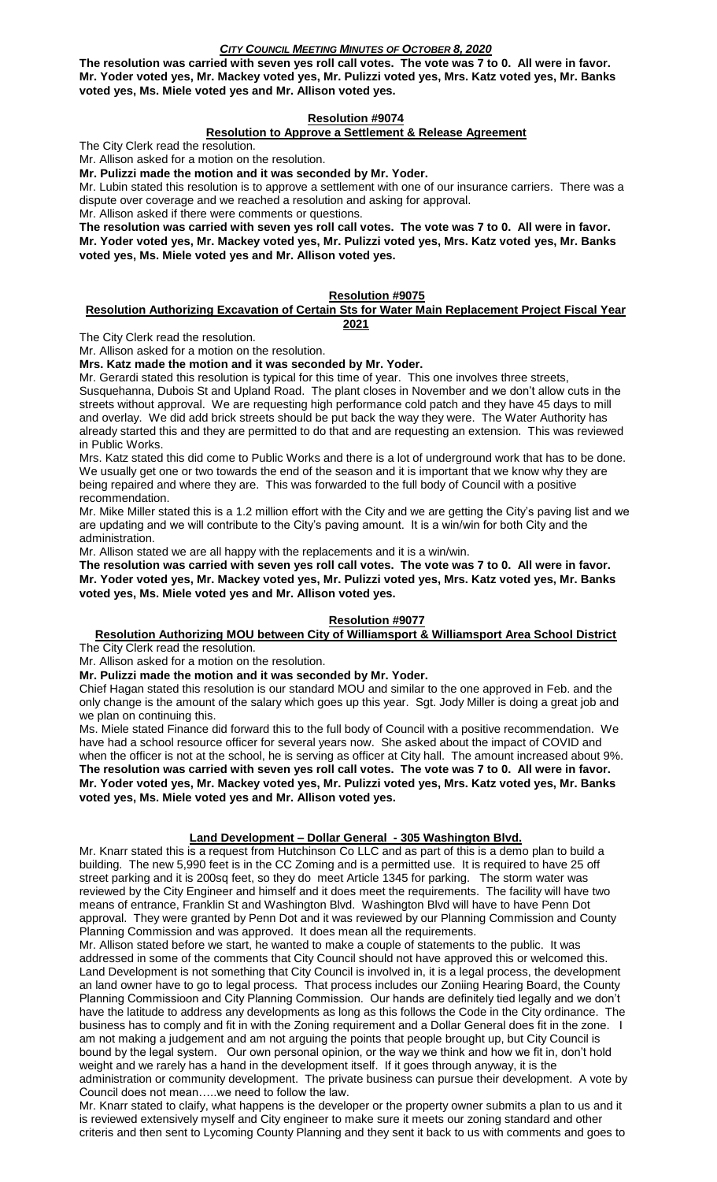**The resolution was carried with seven yes roll call votes. The vote was 7 to 0. All were in favor. Mr. Yoder voted yes, Mr. Mackey voted yes, Mr. Pulizzi voted yes, Mrs. Katz voted yes, Mr. Banks voted yes, Ms. Miele voted yes and Mr. Allison voted yes.**

## Resolution #9074

### Resolution to Approve a Settlement & Release Agreement

The City Clerk read the resolution.

Mr. Allison asked for a motion on the resolution.

**Mr. Pulizzi made the motion and it was seconded by Mr. Yoder.**

Mr. Lubin stated this resolution is to approve a settlement with one of our insurance carriers. There was a dispute over coverage and we reached a resolution and asking for approval.

Mr. Allison asked if there were comments or questions.

**The resolution was carried with seven yes roll call votes. The vote was 7 to 0. All were in favor. Mr. Yoder voted yes, Mr. Mackey voted yes, Mr. Pulizzi voted yes, Mrs. Katz voted yes, Mr. Banks voted yes, Ms. Miele voted yes and Mr. Allison voted yes.**

## Resolution #9075

### Resolution Authorizing Excavation of Certain Sts for Water Main Replacement Project Fiscal Year 2021

The City Clerk read the resolution.

Mr. Allison asked for a motion on the resolution.

**Mrs. Katz made the motion and it was seconded by Mr. Yoder.**

Mr. Gerardi stated this resolution is typical for this time of year. This one involves three streets, Susquehanna, Dubois St and Upland Road. The plant closes in November and we don't allow cuts in the streets without approval. We are requesting high performance cold patch and they have 45 days to mill and overlay. We did add brick streets should be put back the way they were. The Water Authority has already started this and they are permitted to do that and are requesting an extension. This was reviewed in Public Works.

Mrs. Katz stated this did come to Public Works and there is a lot of underground work that has to be done. We usually get one or two towards the end of the season and it is important that we know why they are being repaired and where they are. This was forwarded to the full body of Council with a positive recommendation.

Mr. Mike Miller stated this is a 1.2 million effort with the City and we are getting the City's paving list and we are updating and we will contribute to the City's paving amount. It is a win/win for both City and the administration.

Mr. Allison stated we are all happy with the replacements and it is a win/win.

**The resolution was carried with seven yes roll call votes. The vote was 7 to 0. All were in favor. Mr. Yoder voted yes, Mr. Mackey voted yes, Mr. Pulizzi voted yes, Mrs. Katz voted yes, Mr. Banks voted yes, Ms. Miele voted yes and Mr. Allison voted yes.**

## Resolution #9077

### Resolution Authorizing MOU between City of Williamsport & Williamsport Area School District

The City Clerk read the resolution.

Mr. Allison asked for a motion on the resolution.

**Mr. Pulizzi made the motion and it was seconded by Mr. Yoder.**

Chief Hagan stated this resolution is our standard MOU and similar to the one approved in Feb. and the only change is the amount of the salary which goes up this year. Sgt. Jody Miller is doing a great job and we plan on continuing this.

Ms. Miele stated Finance did forward this to the full body of Council with a positive recommendation. We have had a school resource officer for several years now. She asked about the impact of COVID and when the officer is not at the school, he is serving as officer at City hall. The amount increased about 9%.

**The resolution was carried with seven yes roll call votes. The vote was 7 to 0. All were in favor. Mr. Yoder voted yes, Mr. Mackey voted yes, Mr. Pulizzi voted yes, Mrs. Katz voted yes, Mr. Banks voted yes, Ms. Miele voted yes and Mr. Allison voted yes.**

## Land Development – Dollar General - 305 Washington Blvd.

Mr. Knarr stated this is a request from Hutchinson Co LLC and as part of this is a demo plan to build a building. The new 5,990 feet is in the CC Zoning and is a permitted use. It is required to have 25 off street parking and it is 200sq feet, so they do meet Article 1345 for parking. The storm water was reviewed by the City Engineer and himself and it does meet the requirements. The facility will have two means of entrance, Franklin St and Washington Blvd. Washington Blvd will have to have Penn Dot approval. They were granted by Penn Dot and it was reviewed by our Planning Commission and County Planning Commission and was approved. It does mean all the requirements.

Mr. Allison stated before we start, he wanted to make a couple of statements to the public. It was addressed in some of the comments that City Council should not have approved this or welcomed this. Land Development is not something that City Council is involved in, it is a legal process, the development an land owner have to go to legal process. That process includes our Zoniing Hearing Board, the County Planning Commissioon and City Planning Commission. Our hands are definitely tied legally and we don't have the latitude to address any developments as long as this follows the Code in the City ordinance. The business has to comply and fit in with the Zoning requirement and a Dollar General does fit in the zone. I am not making a judgement and am not arguing the points that people brought up, but City Council is bound by the legal system. Our own personal opinion, or the way we think and how we fit in, don't hold weight and we rarely has a hand in the development itself. If it goes through anyway, it is the administration or community development. The private business can pursue their development. A vote by Council does not mean…..we need to follow the law.

Mr. Knarr stated to claify, what happens is the developer or the property owner submits a plan to us and it is reviewed extensively myself and City engineer to make sure it meets our zoning standard and other criteris and then sent to Lycoming County Planning and they sent it back to us with comments and goes to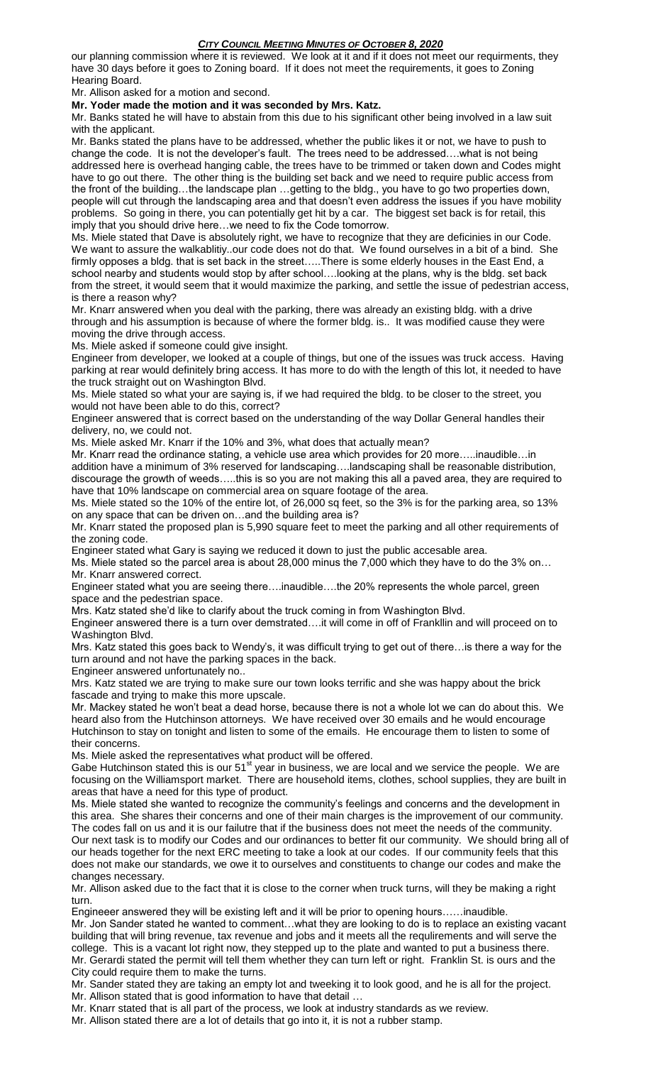our planning commission where it is reviewed. We look at it and if it does not meet our requirments, they have 30 days before it goes to Zoning board. If it does not meet the requirements, it goes to Zoning Hearing Board.

Mr. Allison asked for a motion and second.

**Mr. Yoder made the motion and it was seconded by Mrs. Katz.**

Mr. Banks stated he will have to abstain from this due to his significant other being involved in a law suit with the applicant.

Mr. Banks stated the plans have to be addressed, whether the public likes it or not, we have to push to change the code. It is not the developer's fault. The trees need to be addressed….what is not being addressed here is overhead hanging cable, the trees have to be trimmed or taken down and Codes might have to go out there. The other thing is the building set back and we need to require public access from the front of the building…the landscape plan …getting to the bldg., you have to go two properties down, people will cut through the landscaping area and that doesn't even address the issues if you have mobility problems. So going in there, you can potentially get hit by a car. The biggest set back is for retail, this imply that you should drive here…we need to fix the Code tomorrow.

Ms. Miele stated that Dave is absolutely right, we have to recognize that they are deficinies in our Code. We want to assure the walkablitiy..our code does not do that. We found ourselves in a bit of a bind. She firmly opposes a bldg. that is set back in the street…..There is some elderly houses in the East End, a school nearby and students would stop by after school….looking at the plans, why is the bldg. set back from the street, it would seem that it would maximize the parking, and settle the issue of pedestrian access, is there a reason why?

Mr. Knarr answered when you deal with the parking, there was already an existing bldg. with a drive through and his assumption is because of where the former bldg. is.. It was modified cause they were moving the drive through access.

Ms. Miele asked if someone could give insight.

Engineer from developer, we looked at a couple of things, but one of the issues was truck access. Having parking at rear would definitely bring access. It has more to do with the length of this lot, it needed to have the truck straight out on Washington Blvd.

Ms. Miele stated so what your are saying is, if we had required the bldg. to be closer to the street, you would not have been able to do this, correct?

Engineer answered that is correct based on the understanding of the way Dollar General handles their delivery, no, we could not.

Ms. Miele asked Mr. Knarr if the 10% and 3%, what does that actually mean?

Mr. Knarr read the ordinance stating, a vehicle use area which provides for 20 more…..inaudible…in addition have a minimum of 3% reserved for landscaping….landscaping shall be reasonable distribution, discourage the growth of weeds…..this is so you are not making this all a paved area, they are required to have that 10% landscape on commercial area on square footage of the area.

Ms. Miele stated so the 10% of the entire lot, of 26,000 sq feet, so the 3% is for the parking area, so 13% on any space that can be driven on…and the building area is?

Mr. Knarr stated the proposed plan is 5,990 square feet to meet the parking and all other requirements of the zoning code.

Engineer stated what Gary is saying we reduced it down to just the public accesable area.

Ms. Miele stated so the parcel area is about 28,000 minus the 7,000 which they have to do the 3% on…

Mr. Knarr answered correct.

Engineer stated what you are seeing there….inaudible….the 20% represents the whole parcel, green space and the pedestrian space.

Mrs. Katz stated she'd like to clarify about the truck coming in from Washington Blvd.

Engineer answered there is a turn over demstrated….it will come in off of Frankllin and will proceed on to Washington Blvd.

Mrs. Katz stated this goes back to Wendy's, it was difficult trying to get out of there…is there a way for the turn around and not have the parking spaces in the back.

Engineer answered unfortunately no..

Mrs. Katz stated we are trying to make sure our town looks terrific and she was happy about the brick fascade and trying to make this more upscale.

Mr. Mackey stated he won't beat a dead horse, because there is not a whole lot we can do about this. We heard also from the Hutchinson attorneys. We have received over 30 emails and he would encourage Hutchinson to stay on tonight and listen to some of the emails. He encourage them to listen to some of their concerns.

Ms. Miele asked the representatives what product will be offered.

Gabe Hutchinson stated this is our 51st year in business, we are local and we service the people. We are focusing on the Williamsport market. There are household items, clothes, school supplies, they are built in areas that have a need for this type of product.

Ms. Miele stated she wanted to recognize the community's feelings and concerns and the development in this area. She shares their concerns and one of their main charges is the improvement of our community. The codes fall on us and it is our failutre that if the business does not meet the needs of the community. Our next task is to modify our Codes and our ordinances to better fit our community. We should bring all of our heads together for the next ERC meeting to take a look at our codes. If our community feels that this does not make our standards, we owe it to ourselves and constituents to change our codes and make the changes necessary.

Mr. Allison asked due to the fact that it is close to the corner when truck turns, will they be making a right turn.

Engineeer answered they will be existing left and it will be prior to opening hours……inaudible.

Mr. Jon Sander stated he wanted to comment…what they are looking to do is to replace an existing vacant building that will bring revenue, tax revenue and jobs and it meets all the requlirements and will serve the college. This is a vacant lot right now, they stepped up to the plate and wanted to put a business there.

Mr. Gerardi stated the permit will tell them whether they can turn left or right. Franklin St. is ours and the City could require them to make the turns.

Mr. Sander stated they are taking an empty lot and tweeking it to look good, and he is all for the project.

Mr. Allison stated that is good information to have that detail …

Mr. Knarr stated that is all part of the process, we look at industry standards as we review.

Mr. Allison stated there are a lot of details that go into it, it is not a rubber stamp.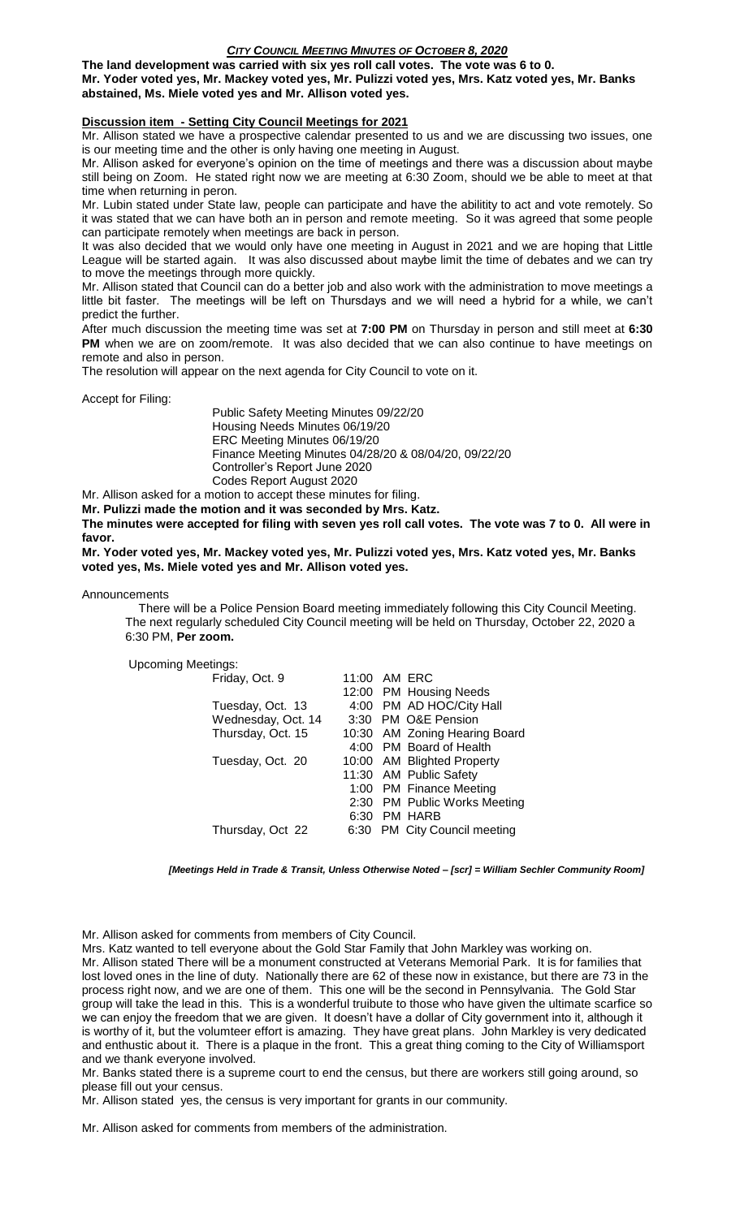**The land development was carried with six yes roll call votes. The vote was 6 to 0. Mr. Yoder voted yes, Mr. Mackey voted yes, Mr. Pulizzi voted yes, Mrs. Katz voted yes, Mr. Banks abstained, Ms. Miele voted yes and Mr. Allison voted yes.**

**Discussion item - Setting City Council Meetings for 2021**

Mr. Allison stated we have a prospective calendar presented to us and we are discussing two issues, one is our meeting time and the other is only having one meeting in August.

Mr. Allison asked for everyone's opinion on the time of meetings and there was a discussion about maybe still being on Zoom. He stated right now we are meeting at 6:30 Zoom, should we be able to meet at that time when returning in peron.

Mr. Lubin stated under State law, people can participate and have the abilitity to act and vote remotely. So it was stated that we can have both an in person and remote meeting. So it was agreed that some people can participate remotely when meetings are back in person.

It was also decided that we would only have one meeting in August in 2021 and we are hoping that Little League will be started again. It was also discussed about maybe limit the time of debates and we can try to move the meetings through more quickly.

Mr. Allison stated that Council can do a better job and also work with the administration to move meetings a little bit faster. The meetings will be left on Thursdays and we will need a hybrid for a while, we can't predict the further.

After much discussion the meeting time was set at **7:00 PM** on Thursday in person and still meet at **6:30 PM** when we are on zoom/remote. It was also decided that we can also continue to have meetings on remote and also in person.

The resolution will appear on the next agenda for City Council to vote on it.

Accept for Filing:

Public Safety Meeting Minutes 09/22/20
Housing Needs Minutes 06/19/20
ERC Meeting Minutes 06/19/20
Finance Meeting Minutes 04/28/20 & 08/04/20, 09/22/20
Controller's Report June 2020
Codes Report August 2020

Mr. Allison asked for a motion to accept these minutes for filing.

**Mr. Pulizzi made the motion and it was seconded by Mrs. Katz.**

**The minutes were accepted for filing with seven yes roll call votes. The vote was 7 to 0. All were in favor.**

**Mr. Yoder voted yes, Mr. Mackey voted yes, Mr. Pulizzi voted yes, Mrs. Katz voted yes, Mr. Banks voted yes, Ms. Miele voted yes and Mr. Allison voted yes.**

Announcements

There will be a Police Pension Board meeting immediately following this City Council Meeting. The next regularly scheduled City Council meeting will be held on Thursday, October 22, 2020 a 6:30 PM, **Per zoom.**

Upcoming Meetings:

| | | |
|---|---|---|
| Friday, Oct. 9 | 11:00 AM | ERC |
| | 12:00 PM | Housing Needs |
| Tuesday, Oct. 13 | 4:00 PM | AD HOC/City Hall |
| Wednesday, Oct. 14 | 3:30 PM | O&E Pension |
| Thursday, Oct. 15 | 10:30 AM | Zoning Hearing Board |
| | 4:00 PM | Board of Health |
| Tuesday, Oct. 20 | 10:00 AM | Blighted Property |
| | 11:30 AM | Public Safety |
| | 1:00 PM | Finance Meeting |
| | 2:30 PM | Public Works Meeting |
| | 6:30 PM | HARB |
| Thursday, Oct 22 | 6:30 PM | City Council meeting |

*[Meetings Held in Trade & Transit, Unless Otherwise Noted – [scr] = William Sechler Community Room]*

Mr. Allison asked for comments from members of City Council.

Mrs. Katz wanted to tell everyone about the Gold Star Family that John Markley was working on.

Mr. Allison stated There will be a monument constructed at Veterans Memorial Park. It is for families that lost loved ones in the line of duty. Nationally there are 62 of these now in existance, but there are 73 in the process right now, and we are one of them. This one will be the second in Pennsylvania. The Gold Star group will take the lead in this. This is a wonderful truibute to those who have given the ultimate scarfice so we can enjoy the freedom that we are given. It doesn't have a dollar of City government into it, although it is worthy of it, but the volumteer effort is amazing. They have great plans. John Markley is very dedicated and enthustic about it. There is a plaque in the front. This a great thing coming to the City of Williamsport and we thank everyone involved.

Mr. Banks stated there is a supreme court to end the census, but there are workers still going around, so please fill out your census.

Mr. Allison stated yes, the census is very important for grants in our community.

Mr. Allison asked for comments from members of the administration.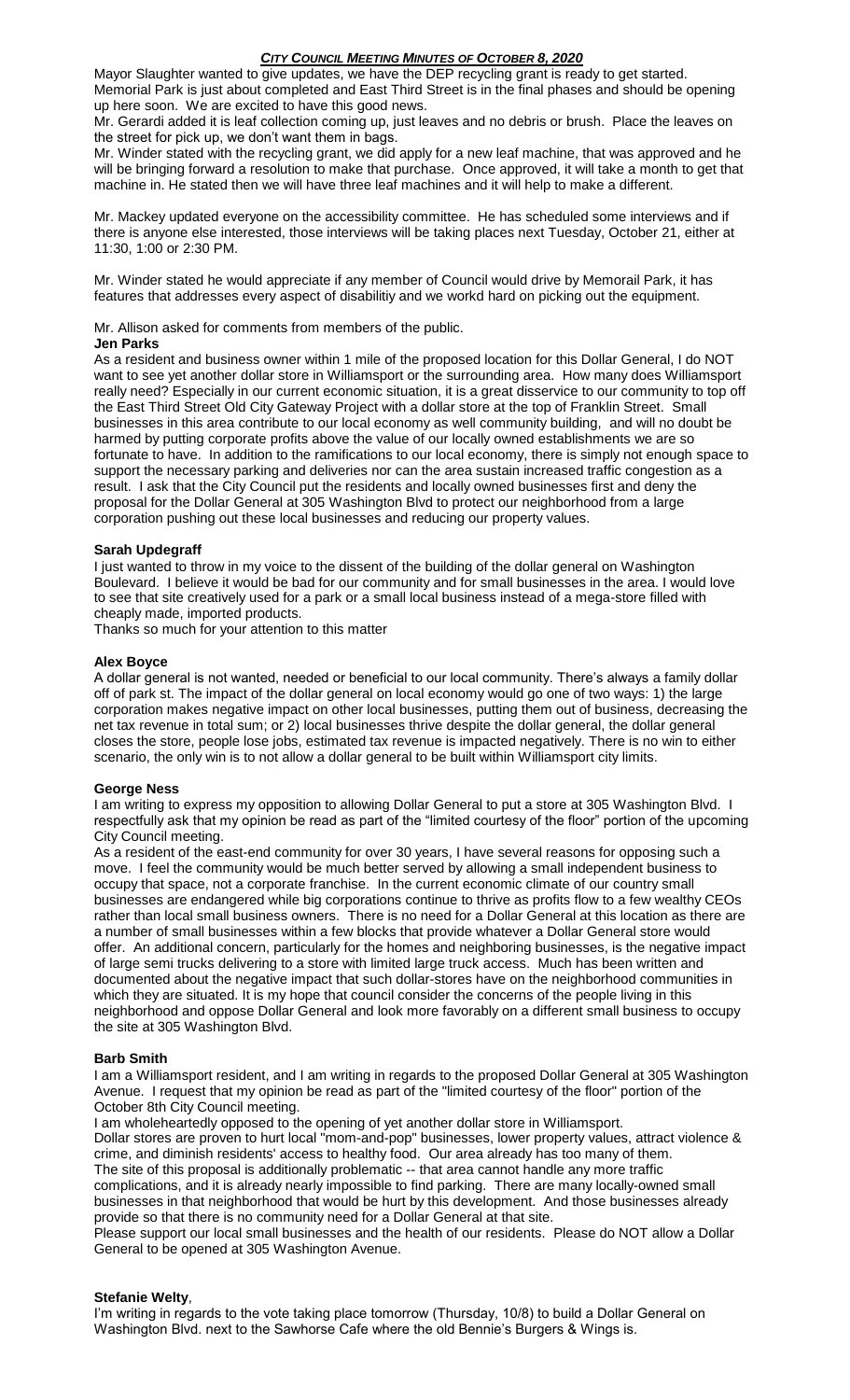Mayor Slaughter wanted to give updates, we have the DEP recycling grant is ready to get started. Memorial Park is just about completed and East Third Street is in the final phases and should be opening up here soon. We are excited to have this good news.

Mr. Gerardi added it is leaf collection coming up, just leaves and no debris or brush. Place the leaves on the street for pick up, we don't want them in bags.

Mr. Winder stated with the recycling grant, we did apply for a new leaf machine, that was approved and he will be bringing forward a resolution to make that purchase. Once approved, it will take a month to get that machine in. He stated then we will have three leaf machines and it will help to make a different.

Mr. Mackey updated everyone on the accessibility committee. He has scheduled some interviews and if there is anyone else interested, those interviews will be taking places next Tuesday, October 21, either at 11:30, 1:00 or 2:30 PM.

Mr. Winder stated he would appreciate if any member of Council would drive by Memorail Park, it has features that addresses every aspect of disabilitiy and we workd hard on picking out the equipment.

Mr. Allison asked for comments from members of the public.

**Jen Parks**

As a resident and business owner within 1 mile of the proposed location for this Dollar General, I do NOT want to see yet another dollar store in Williamsport or the surrounding area. How many does Williamsport really need? Especially in our current economic situation, it is a great disservice to our community to top off the East Third Street Old City Gateway Project with a dollar store at the top of Franklin Street. Small businesses in this area contribute to our local economy as well community building, and will no doubt be harmed by putting corporate profits above the value of our locally owned establishments we are so fortunate to have. In addition to the ramifications to our local economy, there is simply not enough space to support the necessary parking and deliveries nor can the area sustain increased traffic congestion as a result. I ask that the City Council put the residents and locally owned businesses first and deny the proposal for the Dollar General at 305 Washington Blvd to protect our neighborhood from a large corporation pushing out these local businesses and reducing our property values.

**Sarah Updegraff**

I just wanted to throw in my voice to the dissent of the building of the dollar general on Washington Boulevard. I believe it would be bad for our community and for small businesses in the area. I would love to see that site creatively used for a park or a small local business instead of a mega-store filled with cheaply made, imported products.

Thanks so much for your attention to this matter

**Alex Boyce**

A dollar general is not wanted, needed or beneficial to our local community. There's always a family dollar off of park st. The impact of the dollar general on local economy would go one of two ways: 1) the large corporation makes negative impact on other local businesses, putting them out of business, decreasing the net tax revenue in total sum; or 2) local businesses thrive despite the dollar general, the dollar general closes the store, people lose jobs, estimated tax revenue is impacted negatively. There is no win to either scenario, the only win is to not allow a dollar general to be built within Williamsport city limits.

**George Ness**

I am writing to express my opposition to allowing Dollar General to put a store at 305 Washington Blvd. I respectfully ask that my opinion be read as part of the "limited courtesy of the floor" portion of the upcoming City Council meeting.

As a resident of the east-end community for over 30 years, I have several reasons for opposing such a move. I feel the community would be much better served by allowing a small independent business to occupy that space, not a corporate franchise. In the current economic climate of our country small businesses are endangered while big corporations continue to thrive as profits flow to a few wealthy CEOs rather than local small business owners. There is no need for a Dollar General at this location as there are a number of small businesses within a few blocks that provide whatever a Dollar General store would offer. An additional concern, particularly for the homes and neighboring businesses, is the negative impact of large semi trucks delivering to a store with limited large truck access. Much has been written and documented about the negative impact that such dollar-stores have on the neighborhood communities in which they are situated. It is my hope that council consider the concerns of the people living in this neighborhood and oppose Dollar General and look more favorably on a different small business to occupy the site at 305 Washington Blvd.

**Barb Smith**

I am a Williamsport resident, and I am writing in regards to the proposed Dollar General at 305 Washington Avenue. I request that my opinion be read as part of the "limited courtesy of the floor" portion of the October 8th City Council meeting.

I am wholeheartedly opposed to the opening of yet another dollar store in Williamsport.

Dollar stores are proven to hurt local "mom-and-pop" businesses, lower property values, attract violence & crime, and diminish residents' access to healthy food. Our area already has too many of them.

The site of this proposal is additionally problematic -- that area cannot handle any more traffic complications, and it is already nearly impossible to find parking. There are many locally-owned small businesses in that neighborhood that would be hurt by this development. And those businesses already provide so that there is no community need for a Dollar General at that site.

Please support our local small businesses and the health of our residents. Please do NOT allow a Dollar General to be opened at 305 Washington Avenue.

**Stefanie Welty**,

I'm writing in regards to the vote taking place tomorrow (Thursday, 10/8) to build a Dollar General on Washington Blvd. next to the Sawhorse Cafe where the old Bennie's Burgers & Wings is.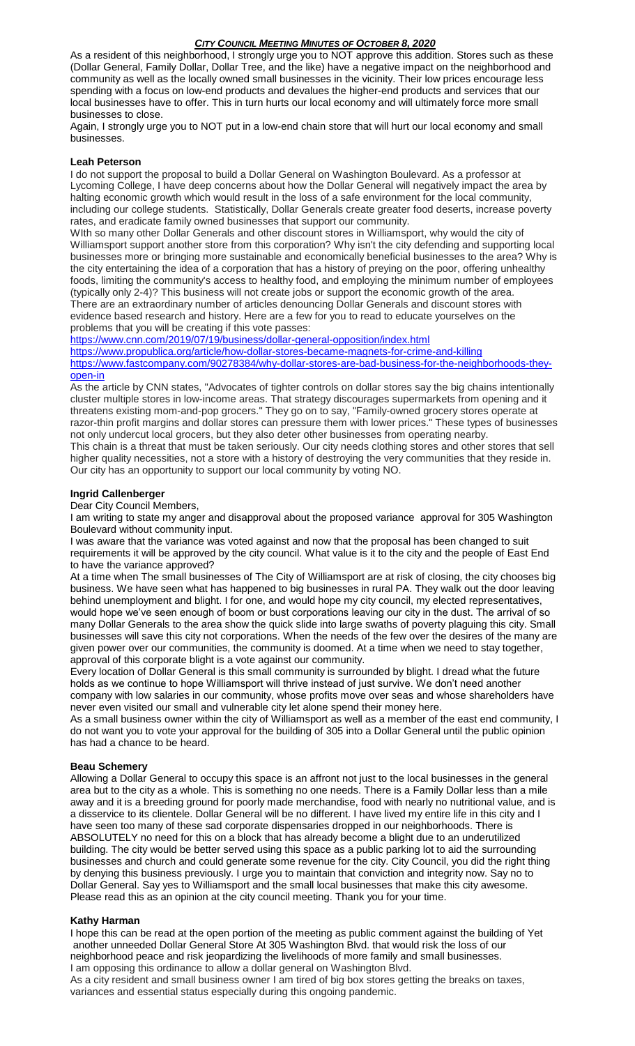***CITY COUNCIL MEETING MINUTES OF OCTOBER 8, 2020***

As a resident of this neighborhood, I strongly urge you to NOT approve this addition. Stores such as these (Dollar General, Family Dollar, Dollar Tree, and the like) have a negative impact on the neighborhood and community as well as the locally owned small businesses in the vicinity. Their low prices encourage less spending with a focus on low-end products and devalues the higher-end products and services that our local businesses have to offer. This in turn hurts our local economy and will ultimately force more small businesses to close.

Again, I strongly urge you to NOT put in a low-end chain store that will hurt our local economy and small businesses.

**Leah Peterson**

I do not support the proposal to build a Dollar General on Washington Boulevard. As a professor at Lycoming College, I have deep concerns about how the Dollar General will negatively impact the area by halting economic growth which would result in the loss of a safe environment for the local community, including our college students. Statistically, Dollar Generals create greater food deserts, increase poverty rates, and eradicate family owned businesses that support our community.

WIth so many other Dollar Generals and other discount stores in Williamsport, why would the city of Williamsport support another store from this corporation? Why isn't the city defending and supporting local businesses more or bringing more sustainable and economically beneficial businesses to the area? Why is the city entertaining the idea of a corporation that has a history of preying on the poor, offering unhealthy foods, limiting the community's access to healthy food, and employing the minimum number of employees (typically only 2-4)? This business will not create jobs or support the economic growth of the area.

There are an extraordinary number of articles denouncing Dollar Generals and discount stores with evidence based research and history. Here are a few for you to read to educate yourselves on the problems that you will be creating if this vote passes:

https://www.cnn.com/2019/07/19/business/dollar-general-opposition/index.html

https://www.propublica.org/article/how-dollar-stores-became-magnets-for-crime-and-killing

https://www.fastcompany.com/90278384/why-dollar-stores-are-bad-business-for-the-neighborhoods-they-open-in

As the article by CNN states, "Advocates of tighter controls on dollar stores say the big chains intentionally cluster multiple stores in low-income areas. That strategy discourages supermarkets from opening and it threatens existing mom-and-pop grocers." They go on to say, "Family-owned grocery stores operate at razor-thin profit margins and dollar stores can pressure them with lower prices." These types of businesses not only undercut local grocers, but they also deter other businesses from operating nearby.

This chain is a threat that must be taken seriously. Our city needs clothing stores and other stores that sell higher quality necessities, not a store with a history of destroying the very communities that they reside in. Our city has an opportunity to support our local community by voting NO.

**Ingrid Callenberger**

Dear City Council Members,

I am writing to state my anger and disapproval about the proposed variance approval for 305 Washington Boulevard without community input.

I was aware that the variance was voted against and now that the proposal has been changed to suit requirements it will be approved by the city council. What value is it to the city and the people of East End to have the variance approved?

At a time when The small businesses of The City of Williamsport are at risk of closing, the city chooses big business. We have seen what has happened to big businesses in rural PA. They walk out the door leaving behind unemployment and blight. I for one, and would hope my city council, my elected representatives, would hope we've seen enough of boom or bust corporations leaving our city in the dust. The arrival of so many Dollar Generals to the area show the quick slide into large swaths of poverty plaguing this city. Small businesses will save this city not corporations. When the needs of the few over the desires of the many are given power over our communities, the community is doomed. At a time when we need to stay together, approval of this corporate blight is a vote against our community.

Every location of Dollar General is this small community is surrounded by blight. I dread what the future holds as we continue to hope Williamsport will thrive instead of just survive. We don't need another company with low salaries in our community, whose profits move over seas and whose shareholders have never even visited our small and vulnerable city let alone spend their money here.

As a small business owner within the city of Williamsport as well as a member of the east end community, I do not want you to vote your approval for the building of 305 into a Dollar General until the public opinion has had a chance to be heard.

**Beau Schemery**

Allowing a Dollar General to occupy this space is an affront not just to the local businesses in the general area but to the city as a whole. This is something no one needs. There is a Family Dollar less than a mile away and it is a breeding ground for poorly made merchandise, food with nearly no nutritional value, and is a disservice to its clientele. Dollar General will be no different. I have lived my entire life in this city and I have seen too many of these sad corporate dispensaries dropped in our neighborhoods. There is ABSOLUTELY no need for this on a block that has already become a blight due to an underutilized building. The city would be better served using this space as a public parking lot to aid the surrounding businesses and church and could generate some revenue for the city. City Council, you did the right thing by denying this business previously. I urge you to maintain that conviction and integrity now. Say no to Dollar General. Say yes to Williamsport and the small local businesses that make this city awesome. Please read this as an opinion at the city council meeting. Thank you for your time.

**Kathy Harman**

I hope this can be read at the open portion of the meeting as public comment against the building of Yet another unneeded Dollar General Store At 305 Washington Blvd. that would risk the loss of our neighborhood peace and risk jeopardizing the livelihoods of more family and small businesses.

I am opposing this ordinance to allow a dollar general on Washington Blvd.

As a city resident and small business owner I am tired of big box stores getting the breaks on taxes, variances and essential status especially during this ongoing pandemic.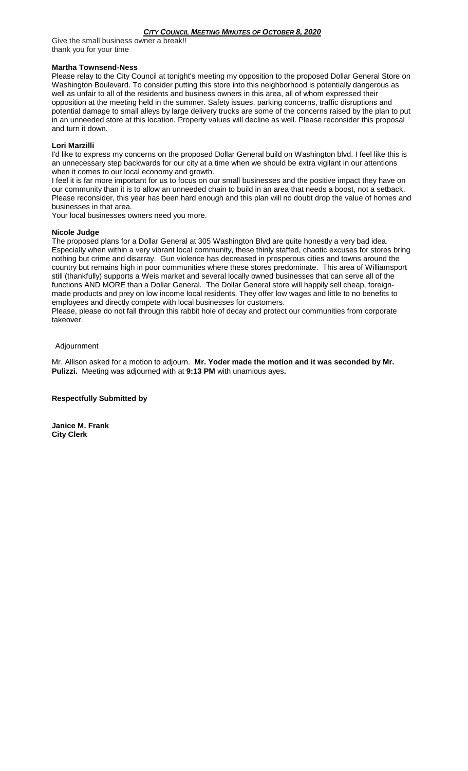Give the small business owner a break!!
thank you for your time

**Martha Townsend-Ness**

Please relay to the City Council at tonight's meeting my opposition to the proposed Dollar General Store on Washington Boulevard. To consider putting this store into this neighborhood is potentially dangerous as well as unfair to all of the residents and business owners in this area, all of whom expressed their opposition at the meeting held in the summer. Safety issues, parking concerns, traffic disruptions and potential damage to small alleys by large delivery trucks are some of the concerns raised by the plan to put in an unneeded store at this location. Property values will decline as well. Please reconsider this proposal and turn it down.

**Lori Marzilli**

I'd like to express my concerns on the proposed Dollar General build on Washington blvd. I feel like this is an unnecessary step backwards for our city at a time when we should be extra vigilant in our attentions when it comes to our local economy and growth.

I feel it is far more important for us to focus on our small businesses and the positive impact they have on our community than it is to allow an unneeded chain to build in an area that needs a boost, not a setback. Please reconsider, this year has been hard enough and this plan will no doubt drop the value of homes and businesses in that area.

Your local businesses owners need you more.

**Nicole Judge**

The proposed plans for a Dollar General at 305 Washington Blvd are quite honestly a very bad idea. Especially when within a very vibrant local community, these thinly staffed, chaotic excuses for stores bring nothing but crime and disarray. Gun violence has decreased in prosperous cities and towns around the country but remains high in poor communities where these stores predominate. This area of Williamsport still (thankfully) supports a Weis market and several locally owned businesses that can serve all of the functions AND MORE than a Dollar General. The Dollar General store will happily sell cheap, foreign-made products and prey on low income local residents. They offer low wages and little to no benefits to employees and directly compete with local businesses for customers.

Please, please do not fall through this rabbit hole of decay and protect our communities from corporate takeover.

Adjournment

Mr. Allison asked for a motion to adjourn. **Mr. Yoder made the motion and it was seconded by Mr. Pulizzi.** Meeting was adjourned with at **9:13 PM** with unamious ayes**.**

**Respectfully Submitted by**

**Janice M. Frank**
**City Clerk**